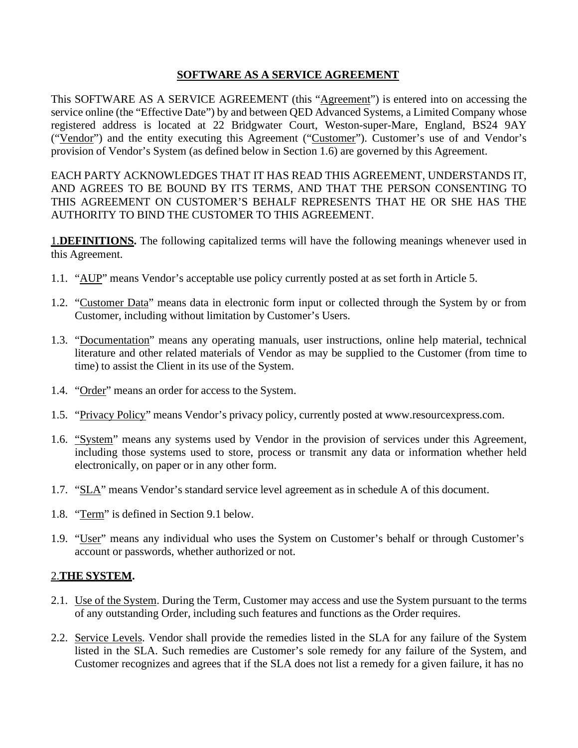# SOFTWARE AS A SERVICE AGREEMENT

This SOFTWARE AS A SERVICE AGREEMENT (this "Agreement") is entered into on accessing the service online (the "Effective Date") by and between QED Advanced Systems, a Limited Company whose registered address is located at 22 Bridgwater Court, Weston-super-Mare, England, BS24 9AY ("Vendor") and the entity executing this Agreement ("Customer"). Customer's use of and Vendor's provision of Vendor's System (as defined below in Section 1.6) are governed by this Agreement.

EACH PARTY ACKNOWLEDGES THAT IT HAS READ THIS AGREEMENT, UNDERSTANDS IT, AND AGREES TO BE BOUND BY ITS TERMS, AND THAT THE PERSON CONSENTING TO THIS AGREEMENT ON CUSTOMER'S BEHALF REPRESENTS THAT HE OR SHE HAS THE AUTHORITY TO BIND THE CUSTOMER TO THIS AGREEMENT.

1. **DEFINITIONS.** The following capitalized terms will have the following meanings whenever used in this Agreement.

1.1. "AUP" means Vendor's acceptable use policy currently posted at as set forth in Article 5.

1.2. "Customer Data" means data in electronic form input or collected through the System by or from Customer, including without limitation by Customer's Users.

1.3. "Documentation" means any operating manuals, user instructions, online help material, technical literature and other related materials of Vendor as may be supplied to the Customer (from time to time) to assist the Client in its use of the System.

1.4. "Order" means an order for access to the System.

1.5. "Privacy Policy" means Vendor's privacy policy, currently posted at www.resourcexpress.com.

1.6. "System" means any systems used by Vendor in the provision of services under this Agreement, including those systems used to store, process or transmit any data or information whether held electronically, on paper or in any other form.

1.7. "SLA" means Vendor's standard service level agreement as in schedule A of this document.

1.8. "Term" is defined in Section 9.1 below.

1.9. "User" means any individual who uses the System on Customer's behalf or through Customer's account or passwords, whether authorized or not.

2. **THE SYSTEM.**

2.1. Use of the System. During the Term, Customer may access and use the System pursuant to the terms of any outstanding Order, including such features and functions as the Order requires.

2.2. Service Levels. Vendor shall provide the remedies listed in the SLA for any failure of the System listed in the SLA. Such remedies are Customer's sole remedy for any failure of the System, and Customer recognizes and agrees that if the SLA does not list a remedy for a given failure, it has no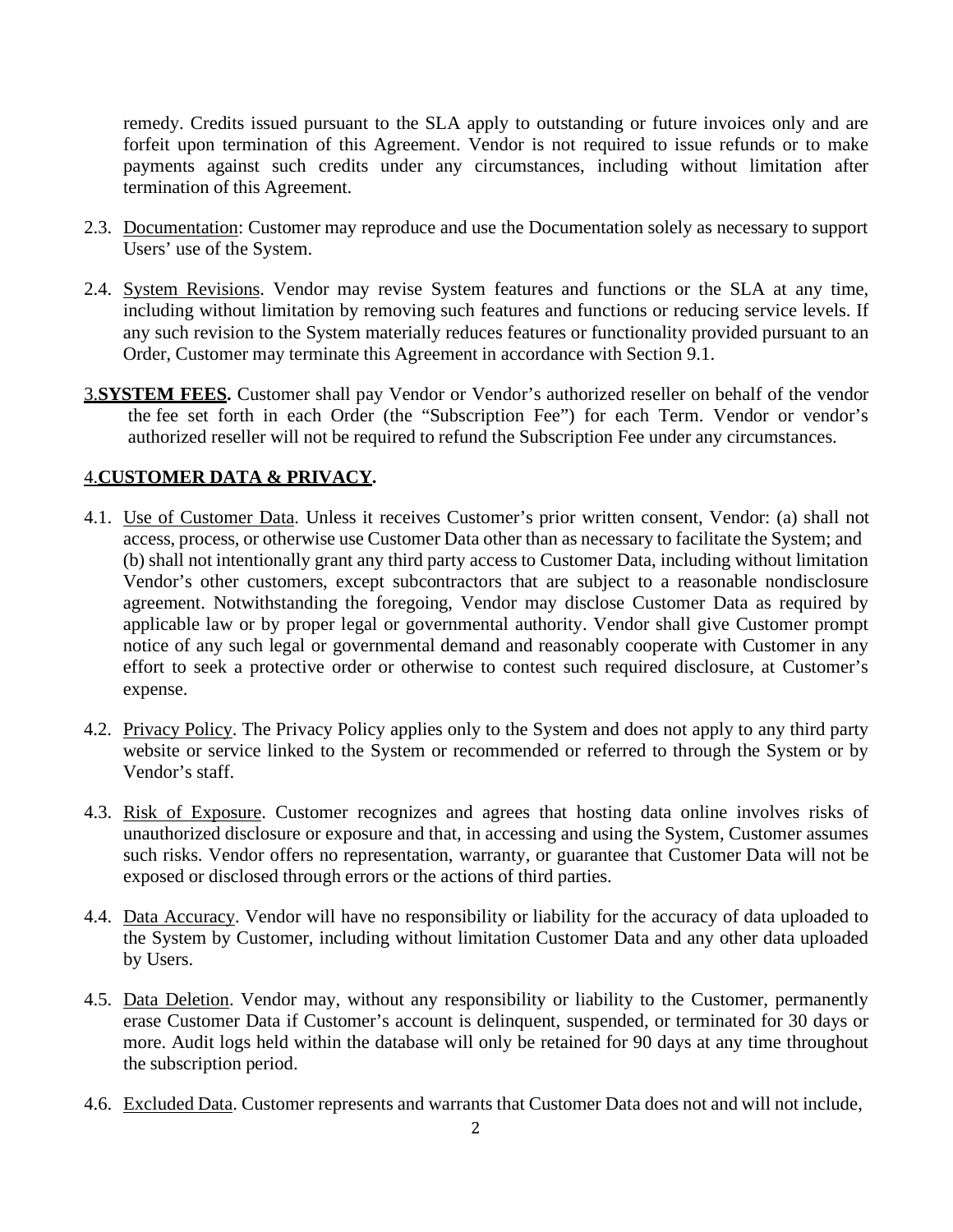remedy. Credits issued pursuant to the SLA apply to outstanding or future invoices only and are forfeit upon termination of this Agreement. Vendor is not required to issue refunds or to make payments against such credits under any circumstances, including without limitation after termination of this Agreement.

2.3. Documentation: Customer may reproduce and use the Documentation solely as necessary to support Users' use of the System.

2.4. System Revisions. Vendor may revise System features and functions or the SLA at any time, including without limitation by removing such features and functions or reducing service levels. If any such revision to the System materially reduces features or functionality provided pursuant to an Order, Customer may terminate this Agreement in accordance with Section 9.1.

3.**SYSTEM FEES.** Customer shall pay Vendor or Vendor's authorized reseller on behalf of the vendor the fee set forth in each Order (the "Subscription Fee") for each Term. Vendor or vendor's authorized reseller will not be required to refund the Subscription Fee under any circumstances.

4.**CUSTOMER DATA & PRIVACY.**

4.1. Use of Customer Data. Unless it receives Customer's prior written consent, Vendor: (a) shall not access, process, or otherwise use Customer Data other than as necessary to facilitate the System; and (b) shall not intentionally grant any third party access to Customer Data, including without limitation Vendor's other customers, except subcontractors that are subject to a reasonable nondisclosure agreement. Notwithstanding the foregoing, Vendor may disclose Customer Data as required by applicable law or by proper legal or governmental authority. Vendor shall give Customer prompt notice of any such legal or governmental demand and reasonably cooperate with Customer in any effort to seek a protective order or otherwise to contest such required disclosure, at Customer's expense.

4.2. Privacy Policy. The Privacy Policy applies only to the System and does not apply to any third party website or service linked to the System or recommended or referred to through the System or by Vendor's staff.

4.3. Risk of Exposure. Customer recognizes and agrees that hosting data online involves risks of unauthorized disclosure or exposure and that, in accessing and using the System, Customer assumes such risks. Vendor offers no representation, warranty, or guarantee that Customer Data will not be exposed or disclosed through errors or the actions of third parties.

4.4. Data Accuracy. Vendor will have no responsibility or liability for the accuracy of data uploaded to the System by Customer, including without limitation Customer Data and any other data uploaded by Users.

4.5. Data Deletion. Vendor may, without any responsibility or liability to the Customer, permanently erase Customer Data if Customer's account is delinquent, suspended, or terminated for 30 days or more. Audit logs held within the database will only be retained for 90 days at any time throughout the subscription period.

4.6. Excluded Data. Customer represents and warrants that Customer Data does not and will not include,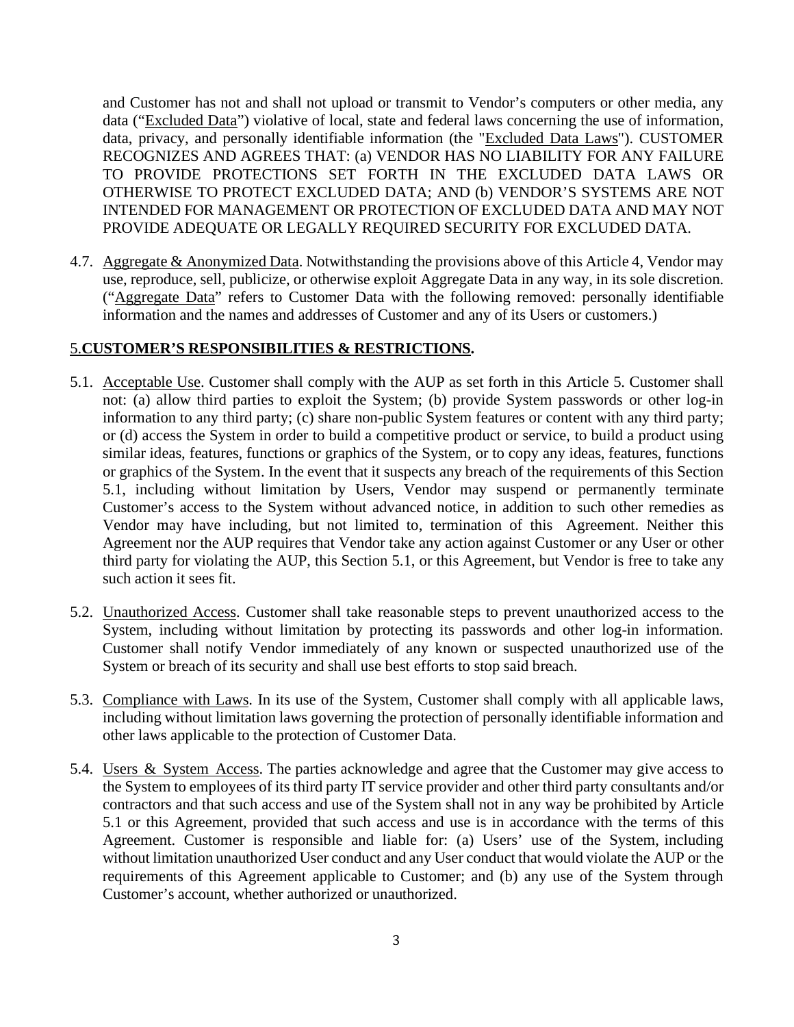and Customer has not and shall not upload or transmit to Vendor's computers or other media, any data ("Excluded Data") violative of local, state and federal laws concerning the use of information, data, privacy, and personally identifiable information (the "Excluded Data Laws"). CUSTOMER RECOGNIZES AND AGREES THAT: (a) VENDOR HAS NO LIABILITY FOR ANY FAILURE TO PROVIDE PROTECTIONS SET FORTH IN THE EXCLUDED DATA LAWS OR OTHERWISE TO PROTECT EXCLUDED DATA; AND (b) VENDOR'S SYSTEMS ARE NOT INTENDED FOR MANAGEMENT OR PROTECTION OF EXCLUDED DATA AND MAY NOT PROVIDE ADEQUATE OR LEGALLY REQUIRED SECURITY FOR EXCLUDED DATA.

4.7. Aggregate & Anonymized Data. Notwithstanding the provisions above of this Article 4, Vendor may use, reproduce, sell, publicize, or otherwise exploit Aggregate Data in any way, in its sole discretion. ("Aggregate Data" refers to Customer Data with the following removed: personally identifiable information and the names and addresses of Customer and any of its Users or customers.)

## 5. CUSTOMER'S RESPONSIBILITIES & RESTRICTIONS.

5.1. Acceptable Use. Customer shall comply with the AUP as set forth in this Article 5. Customer shall not: (a) allow third parties to exploit the System; (b) provide System passwords or other log-in information to any third party; (c) share non-public System features or content with any third party; or (d) access the System in order to build a competitive product or service, to build a product using similar ideas, features, functions or graphics of the System, or to copy any ideas, features, functions or graphics of the System. In the event that it suspects any breach of the requirements of this Section 5.1, including without limitation by Users, Vendor may suspend or permanently terminate Customer's access to the System without advanced notice, in addition to such other remedies as Vendor may have including, but not limited to, termination of this Agreement. Neither this Agreement nor the AUP requires that Vendor take any action against Customer or any User or other third party for violating the AUP, this Section 5.1, or this Agreement, but Vendor is free to take any such action it sees fit.

5.2. Unauthorized Access. Customer shall take reasonable steps to prevent unauthorized access to the System, including without limitation by protecting its passwords and other log-in information. Customer shall notify Vendor immediately of any known or suspected unauthorized use of the System or breach of its security and shall use best efforts to stop said breach.

5.3. Compliance with Laws. In its use of the System, Customer shall comply with all applicable laws, including without limitation laws governing the protection of personally identifiable information and other laws applicable to the protection of Customer Data.

5.4. Users & System Access. The parties acknowledge and agree that the Customer may give access to the System to employees of its third party IT service provider and other third party consultants and/or contractors and that such access and use of the System shall not in any way be prohibited by Article 5.1 or this Agreement, provided that such access and use is in accordance with the terms of this Agreement. Customer is responsible and liable for: (a) Users' use of the System, including without limitation unauthorized User conduct and any User conduct that would violate the AUP or the requirements of this Agreement applicable to Customer; and (b) any use of the System through Customer's account, whether authorized or unauthorized.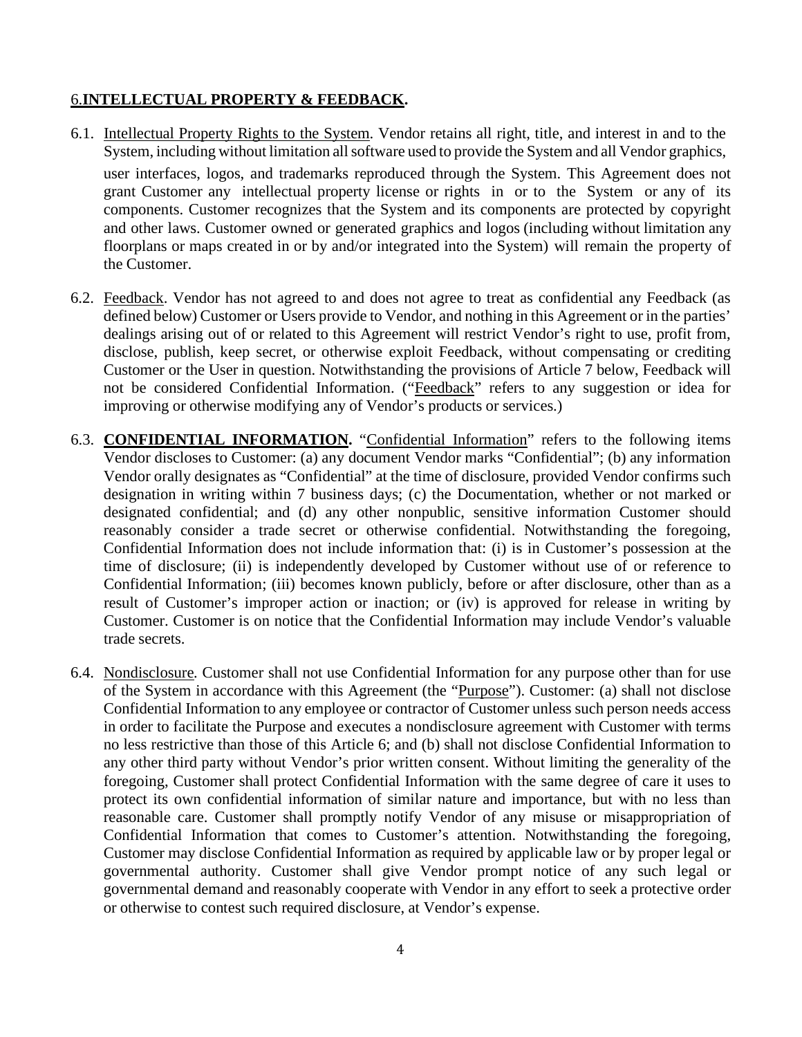## 6. **INTELLECTUAL PROPERTY & FEEDBACK.**

6.1. Intellectual Property Rights to the System. Vendor retains all right, title, and interest in and to the System, including without limitation all software used to provide the System and all Vendor graphics, user interfaces, logos, and trademarks reproduced through the System. This Agreement does not grant Customer any intellectual property license or rights in or to the System or any of its components. Customer recognizes that the System and its components are protected by copyright and other laws. Customer owned or generated graphics and logos (including without limitation any floorplans or maps created in or by and/or integrated into the System) will remain the property of the Customer.

6.2. Feedback. Vendor has not agreed to and does not agree to treat as confidential any Feedback (as defined below) Customer or Users provide to Vendor, and nothing in this Agreement or in the parties' dealings arising out of or related to this Agreement will restrict Vendor's right to use, profit from, disclose, publish, keep secret, or otherwise exploit Feedback, without compensating or crediting Customer or the User in question. Notwithstanding the provisions of Article 7 below, Feedback will not be considered Confidential Information. ("Feedback" refers to any suggestion or idea for improving or otherwise modifying any of Vendor's products or services.)

6.3. **CONFIDENTIAL INFORMATION.** "Confidential Information" refers to the following items Vendor discloses to Customer: (a) any document Vendor marks "Confidential"; (b) any information Vendor orally designates as "Confidential" at the time of disclosure, provided Vendor confirms such designation in writing within 7 business days; (c) the Documentation, whether or not marked or designated confidential; and (d) any other nonpublic, sensitive information Customer should reasonably consider a trade secret or otherwise confidential. Notwithstanding the foregoing, Confidential Information does not include information that: (i) is in Customer's possession at the time of disclosure; (ii) is independently developed by Customer without use of or reference to Confidential Information; (iii) becomes known publicly, before or after disclosure, other than as a result of Customer's improper action or inaction; or (iv) is approved for release in writing by Customer. Customer is on notice that the Confidential Information may include Vendor's valuable trade secrets.

6.4. Nondisclosure. Customer shall not use Confidential Information for any purpose other than for use of the System in accordance with this Agreement (the "Purpose"). Customer: (a) shall not disclose Confidential Information to any employee or contractor of Customer unless such person needs access in order to facilitate the Purpose and executes a nondisclosure agreement with Customer with terms no less restrictive than those of this Article 6; and (b) shall not disclose Confidential Information to any other third party without Vendor's prior written consent. Without limiting the generality of the foregoing, Customer shall protect Confidential Information with the same degree of care it uses to protect its own confidential information of similar nature and importance, but with no less than reasonable care. Customer shall promptly notify Vendor of any misuse or misappropriation of Confidential Information that comes to Customer's attention. Notwithstanding the foregoing, Customer may disclose Confidential Information as required by applicable law or by proper legal or governmental authority. Customer shall give Vendor prompt notice of any such legal or governmental demand and reasonably cooperate with Vendor in any effort to seek a protective order or otherwise to contest such required disclosure, at Vendor's expense.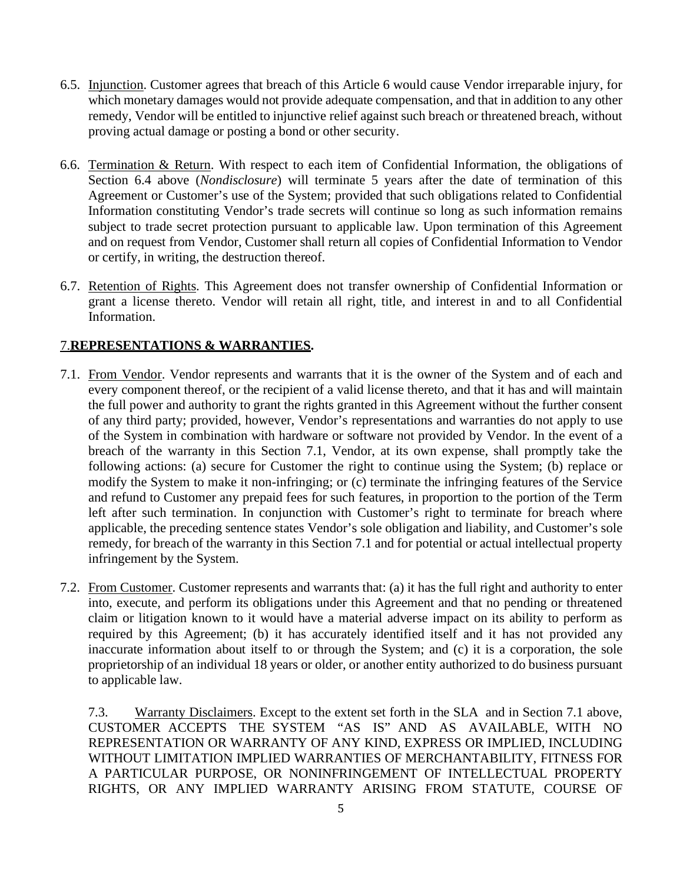6.5. <u>Injunction</u>. Customer agrees that breach of this Article 6 would cause Vendor irreparable injury, for which monetary damages would not provide adequate compensation, and that in addition to any other remedy, Vendor will be entitled to injunctive relief against such breach or threatened breach, without proving actual damage or posting a bond or other security.

6.6. <u>Termination & Return</u>. With respect to each item of Confidential Information, the obligations of Section 6.4 above (*Nondisclosure*) will terminate 5 years after the date of termination of this Agreement or Customer's use of the System; provided that such obligations related to Confidential Information constituting Vendor's trade secrets will continue so long as such information remains subject to trade secret protection pursuant to applicable law. Upon termination of this Agreement and on request from Vendor, Customer shall return all copies of Confidential Information to Vendor or certify, in writing, the destruction thereof.

6.7. <u>Retention of Rights</u>. This Agreement does not transfer ownership of Confidential Information or grant a license thereto. Vendor will retain all right, title, and interest in and to all Confidential Information.

## 7. REPRESENTATIONS & WARRANTIES.

7.1. <u>From Vendor</u>. Vendor represents and warrants that it is the owner of the System and of each and every component thereof, or the recipient of a valid license thereto, and that it has and will maintain the full power and authority to grant the rights granted in this Agreement without the further consent of any third party; provided, however, Vendor's representations and warranties do not apply to use of the System in combination with hardware or software not provided by Vendor. In the event of a breach of the warranty in this Section 7.1, Vendor, at its own expense, shall promptly take the following actions: (a) secure for Customer the right to continue using the System; (b) replace or modify the System to make it non-infringing; or (c) terminate the infringing features of the Service and refund to Customer any prepaid fees for such features, in proportion to the portion of the Term left after such termination. In conjunction with Customer's right to terminate for breach where applicable, the preceding sentence states Vendor's sole obligation and liability, and Customer's sole remedy, for breach of the warranty in this Section 7.1 and for potential or actual intellectual property infringement by the System.

7.2. <u>From Customer</u>. Customer represents and warrants that: (a) it has the full right and authority to enter into, execute, and perform its obligations under this Agreement and that no pending or threatened claim or litigation known to it would have a material adverse impact on its ability to perform as required by this Agreement; (b) it has accurately identified itself and it has not provided any inaccurate information about itself to or through the System; and (c) it is a corporation, the sole proprietorship of an individual 18 years or older, or another entity authorized to do business pursuant to applicable law.

7.3. <u>Warranty Disclaimers</u>. Except to the extent set forth in the SLA and in Section 7.1 above, CUSTOMER ACCEPTS THE SYSTEM "AS IS" AND AS AVAILABLE, WITH NO REPRESENTATION OR WARRANTY OF ANY KIND, EXPRESS OR IMPLIED, INCLUDING WITHOUT LIMITATION IMPLIED WARRANTIES OF MERCHANTABILITY, FITNESS FOR A PARTICULAR PURPOSE, OR NONINFRINGEMENT OF INTELLECTUAL PROPERTY RIGHTS, OR ANY IMPLIED WARRANTY ARISING FROM STATUTE, COURSE OF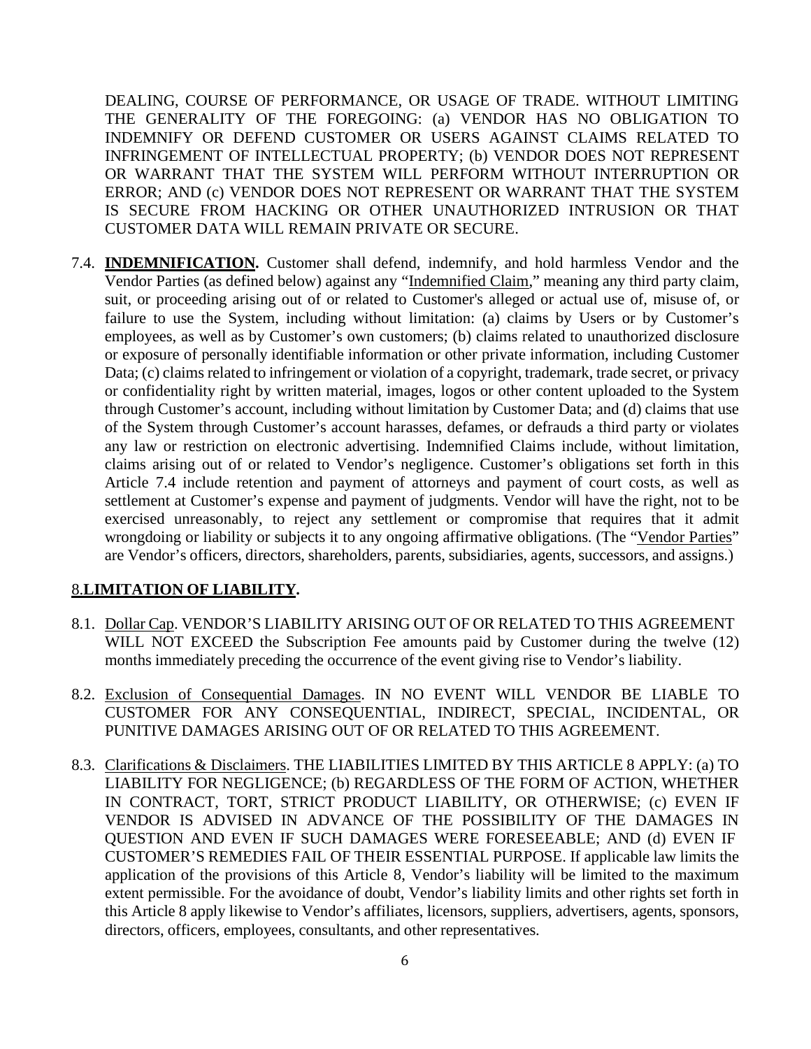DEALING, COURSE OF PERFORMANCE, OR USAGE OF TRADE. WITHOUT LIMITING THE GENERALITY OF THE FOREGOING: (a) VENDOR HAS NO OBLIGATION TO INDEMNIFY OR DEFEND CUSTOMER OR USERS AGAINST CLAIMS RELATED TO INFRINGEMENT OF INTELLECTUAL PROPERTY; (b) VENDOR DOES NOT REPRESENT OR WARRANT THAT THE SYSTEM WILL PERFORM WITHOUT INTERRUPTION OR ERROR; AND (c) VENDOR DOES NOT REPRESENT OR WARRANT THAT THE SYSTEM IS SECURE FROM HACKING OR OTHER UNAUTHORIZED INTRUSION OR THAT CUSTOMER DATA WILL REMAIN PRIVATE OR SECURE.

7.4. **INDEMNIFICATION.** Customer shall defend, indemnify, and hold harmless Vendor and the Vendor Parties (as defined below) against any "Indemnified Claim," meaning any third party claim, suit, or proceeding arising out of or related to Customer's alleged or actual use of, misuse of, or failure to use the System, including without limitation: (a) claims by Users or by Customer's employees, as well as by Customer's own customers; (b) claims related to unauthorized disclosure or exposure of personally identifiable information or other private information, including Customer Data; (c) claims related to infringement or violation of a copyright, trademark, trade secret, or privacy or confidentiality right by written material, images, logos or other content uploaded to the System through Customer's account, including without limitation by Customer Data; and (d) claims that use of the System through Customer's account harasses, defames, or defrauds a third party or violates any law or restriction on electronic advertising. Indemnified Claims include, without limitation, claims arising out of or related to Vendor's negligence. Customer's obligations set forth in this Article 7.4 include retention and payment of attorneys and payment of court costs, as well as settlement at Customer's expense and payment of judgments. Vendor will have the right, not to be exercised unreasonably, to reject any settlement or compromise that requires that it admit wrongdoing or liability or subjects it to any ongoing affirmative obligations. (The "Vendor Parties" are Vendor's officers, directors, shareholders, parents, subsidiaries, agents, successors, and assigns.)

## 8. LIMITATION OF LIABILITY.

8.1. Dollar Cap. VENDOR'S LIABILITY ARISING OUT OF OR RELATED TO THIS AGREEMENT WILL NOT EXCEED the Subscription Fee amounts paid by Customer during the twelve (12) months immediately preceding the occurrence of the event giving rise to Vendor's liability.

8.2. Exclusion of Consequential Damages. IN NO EVENT WILL VENDOR BE LIABLE TO CUSTOMER FOR ANY CONSEQUENTIAL, INDIRECT, SPECIAL, INCIDENTAL, OR PUNITIVE DAMAGES ARISING OUT OF OR RELATED TO THIS AGREEMENT.

8.3. Clarifications & Disclaimers. THE LIABILITIES LIMITED BY THIS ARTICLE 8 APPLY: (a) TO LIABILITY FOR NEGLIGENCE; (b) REGARDLESS OF THE FORM OF ACTION, WHETHER IN CONTRACT, TORT, STRICT PRODUCT LIABILITY, OR OTHERWISE; (c) EVEN IF VENDOR IS ADVISED IN ADVANCE OF THE POSSIBILITY OF THE DAMAGES IN QUESTION AND EVEN IF SUCH DAMAGES WERE FORESEEABLE; AND (d) EVEN IF CUSTOMER'S REMEDIES FAIL OF THEIR ESSENTIAL PURPOSE. If applicable law limits the application of the provisions of this Article 8, Vendor's liability will be limited to the maximum extent permissible. For the avoidance of doubt, Vendor's liability limits and other rights set forth in this Article 8 apply likewise to Vendor's affiliates, licensors, suppliers, advertisers, agents, sponsors, directors, officers, employees, consultants, and other representatives.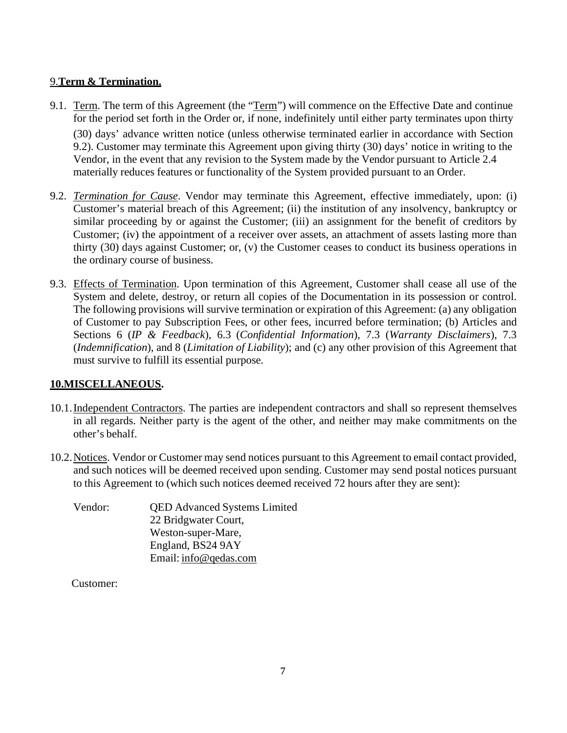## 9. **Term & Termination.**

9.1. Term. The term of this Agreement (the "Term") will commence on the Effective Date and continue for the period set forth in the Order or, if none, indefinitely until either party terminates upon thirty (30) days' advance written notice (unless otherwise terminated earlier in accordance with Section 9.2). Customer may terminate this Agreement upon giving thirty (30) days' notice in writing to the Vendor, in the event that any revision to the System made by the Vendor pursuant to Article 2.4 materially reduces features or functionality of the System provided pursuant to an Order.

9.2. *Termination for Cause*. Vendor may terminate this Agreement, effective immediately, upon: (i) Customer's material breach of this Agreement; (ii) the institution of any insolvency, bankruptcy or similar proceeding by or against the Customer; (iii) an assignment for the benefit of creditors by Customer; (iv) the appointment of a receiver over assets, an attachment of assets lasting more than thirty (30) days against Customer; or, (v) the Customer ceases to conduct its business operations in the ordinary course of business.

9.3. Effects of Termination. Upon termination of this Agreement, Customer shall cease all use of the System and delete, destroy, or return all copies of the Documentation in its possession or control. The following provisions will survive termination or expiration of this Agreement: (a) any obligation of Customer to pay Subscription Fees, or other fees, incurred before termination; (b) Articles and Sections 6 (*IP & Feedback*), 6.3 (*Confidential Information*), 7.3 (*Warranty Disclaimers*), 7.3 (*Indemnification*), and 8 (*Limitation of Liability*); and (c) any other provision of this Agreement that must survive to fulfill its essential purpose.

## **10. MISCELLANEOUS.**

10.1. Independent Contractors. The parties are independent contractors and shall so represent themselves in all regards. Neither party is the agent of the other, and neither may make commitments on the other's behalf.

10.2. Notices. Vendor or Customer may send notices pursuant to this Agreement to email contact provided, and such notices will be deemed received upon sending. Customer may send postal notices pursuant to this Agreement to (which such notices deemed received 72 hours after they are sent):

Vendor: QED Advanced Systems Limited
22 Bridgwater Court,
Weston-super-Mare,
England, BS24 9AY
Email: info@qedas.com

Customer: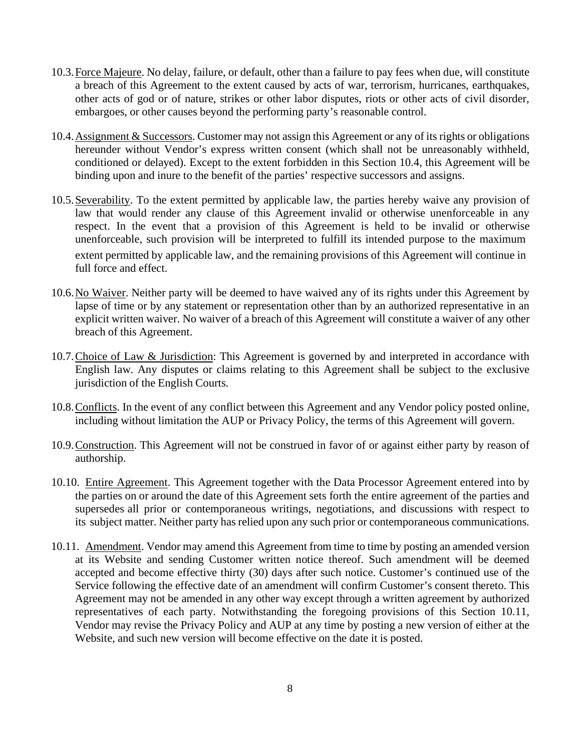10.3. Force Majeure. No delay, failure, or default, other than a failure to pay fees when due, will constitute a breach of this Agreement to the extent caused by acts of war, terrorism, hurricanes, earthquakes, other acts of god or of nature, strikes or other labor disputes, riots or other acts of civil disorder, embargoes, or other causes beyond the performing party's reasonable control.

10.4. Assignment & Successors. Customer may not assign this Agreement or any of its rights or obligations hereunder without Vendor's express written consent (which shall not be unreasonably withheld, conditioned or delayed). Except to the extent forbidden in this Section 10.4, this Agreement will be binding upon and inure to the benefit of the parties' respective successors and assigns.

10.5. Severability. To the extent permitted by applicable law, the parties hereby waive any provision of law that would render any clause of this Agreement invalid or otherwise unenforceable in any respect. In the event that a provision of this Agreement is held to be invalid or otherwise unenforceable, such provision will be interpreted to fulfill its intended purpose to the maximum extent permitted by applicable law, and the remaining provisions of this Agreement will continue in full force and effect.

10.6. No Waiver. Neither party will be deemed to have waived any of its rights under this Agreement by lapse of time or by any statement or representation other than by an authorized representative in an explicit written waiver. No waiver of a breach of this Agreement will constitute a waiver of any other breach of this Agreement.

10.7. Choice of Law & Jurisdiction: This Agreement is governed by and interpreted in accordance with English law. Any disputes or claims relating to this Agreement shall be subject to the exclusive jurisdiction of the English Courts.

10.8. Conflicts. In the event of any conflict between this Agreement and any Vendor policy posted online, including without limitation the AUP or Privacy Policy, the terms of this Agreement will govern.

10.9. Construction. This Agreement will not be construed in favor of or against either party by reason of authorship.

10.10. Entire Agreement. This Agreement together with the Data Processor Agreement entered into by the parties on or around the date of this Agreement sets forth the entire agreement of the parties and supersedes all prior or contemporaneous writings, negotiations, and discussions with respect to its subject matter. Neither party has relied upon any such prior or contemporaneous communications.

10.11. Amendment. Vendor may amend this Agreement from time to time by posting an amended version at its Website and sending Customer written notice thereof. Such amendment will be deemed accepted and become effective thirty (30) days after such notice. Customer's continued use of the Service following the effective date of an amendment will confirm Customer's consent thereto. This Agreement may not be amended in any other way except through a written agreement by authorized representatives of each party. Notwithstanding the foregoing provisions of this Section 10.11, Vendor may revise the Privacy Policy and AUP at any time by posting a new version of either at the Website, and such new version will become effective on the date it is posted.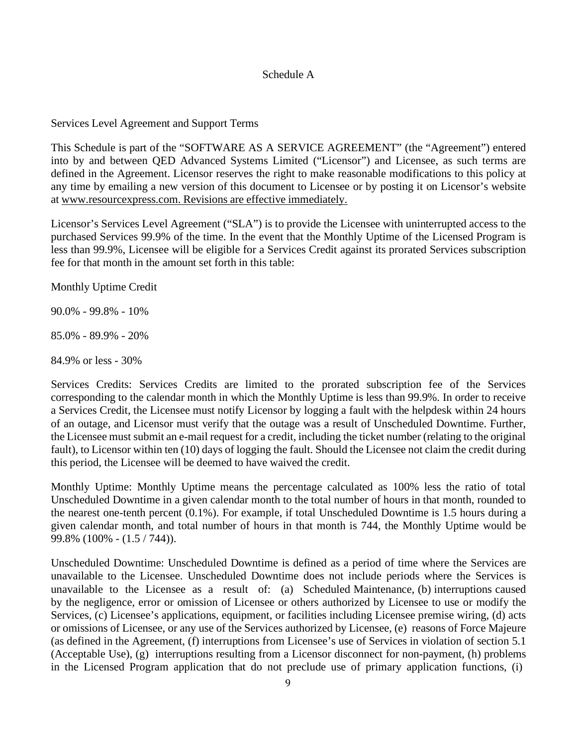Schedule A

Services Level Agreement and Support Terms

This Schedule is part of the "SOFTWARE AS A SERVICE AGREEMENT" (the "Agreement") entered into by and between QED Advanced Systems Limited ("Licensor") and Licensee, as such terms are defined in the Agreement. Licensor reserves the right to make reasonable modifications to this policy at any time by emailing a new version of this document to Licensee or by posting it on Licensor's website at www.resourcexpress.com. Revisions are effective immediately.

Licensor's Services Level Agreement ("SLA") is to provide the Licensee with uninterrupted access to the purchased Services 99.9% of the time. In the event that the Monthly Uptime of the Licensed Program is less than 99.9%, Licensee will be eligible for a Services Credit against its prorated Services subscription fee for that month in the amount set forth in this table:

Monthly Uptime Credit

90.0% - 99.8% - 10%

85.0% - 89.9% - 20%

84.9% or less - 30%

Services Credits: Services Credits are limited to the prorated subscription fee of the Services corresponding to the calendar month in which the Monthly Uptime is less than 99.9%. In order to receive a Services Credit, the Licensee must notify Licensor by logging a fault with the helpdesk within 24 hours of an outage, and Licensor must verify that the outage was a result of Unscheduled Downtime. Further, the Licensee must submit an e-mail request for a credit, including the ticket number (relating to the original fault), to Licensor within ten (10) days of logging the fault. Should the Licensee not claim the credit during this period, the Licensee will be deemed to have waived the credit.

Monthly Uptime: Monthly Uptime means the percentage calculated as 100% less the ratio of total Unscheduled Downtime in a given calendar month to the total number of hours in that month, rounded to the nearest one-tenth percent (0.1%). For example, if total Unscheduled Downtime is 1.5 hours during a given calendar month, and total number of hours in that month is 744, the Monthly Uptime would be 99.8% (100% - (1.5 / 744)).

Unscheduled Downtime: Unscheduled Downtime is defined as a period of time where the Services are unavailable to the Licensee. Unscheduled Downtime does not include periods where the Services is unavailable to the Licensee as a result of: (a) Scheduled Maintenance, (b) interruptions caused by the negligence, error or omission of Licensee or others authorized by Licensee to use or modify the Services, (c) Licensee's applications, equipment, or facilities including Licensee premise wiring, (d) acts or omissions of Licensee, or any use of the Services authorized by Licensee, (e) reasons of Force Majeure (as defined in the Agreement, (f) interruptions from Licensee's use of Services in violation of section 5.1 (Acceptable Use), (g) interruptions resulting from a Licensor disconnect for non-payment, (h) problems in the Licensed Program application that do not preclude use of primary application functions, (i)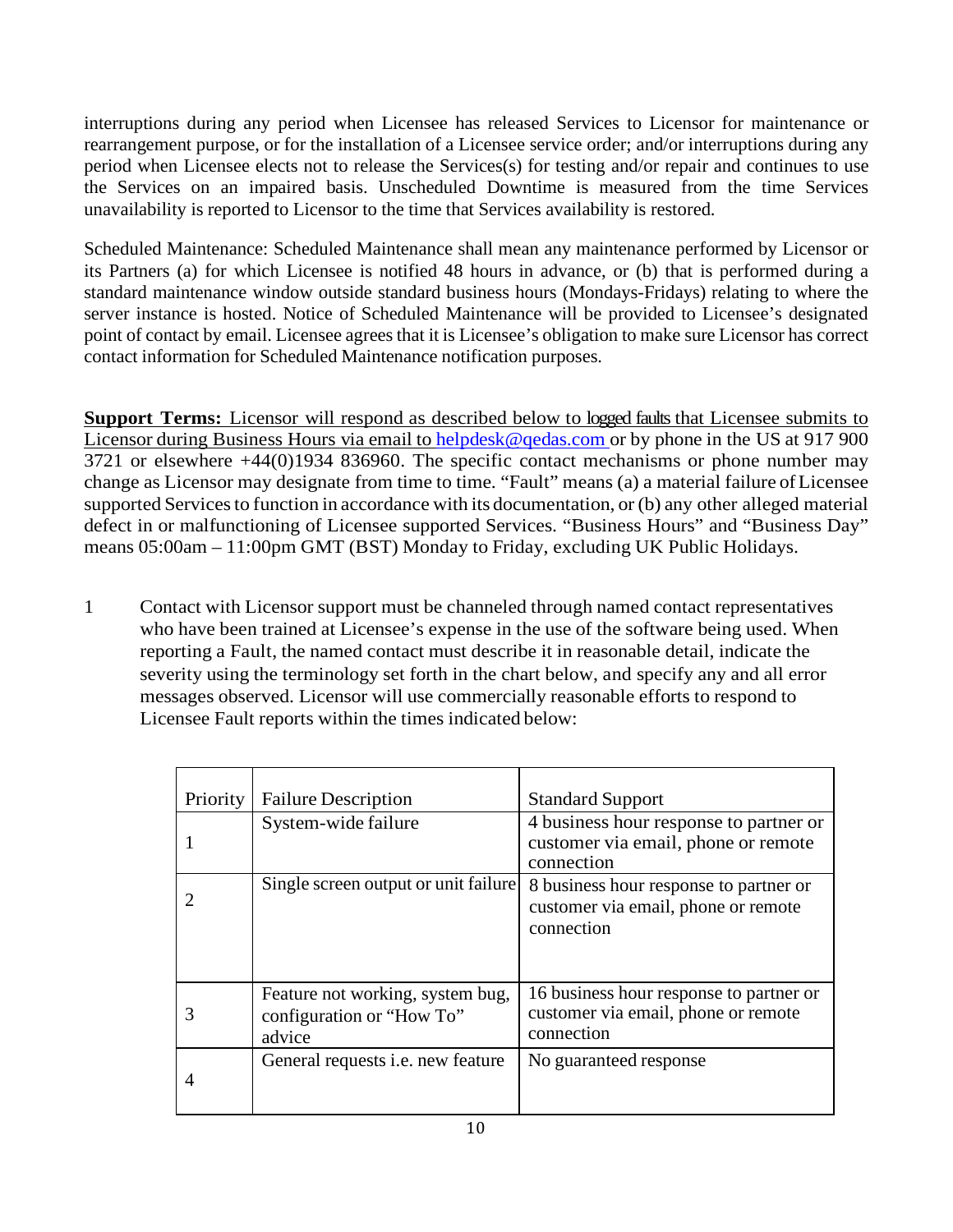interruptions during any period when Licensee has released Services to Licensor for maintenance or rearrangement purpose, or for the installation of a Licensee service order; and/or interruptions during any period when Licensee elects not to release the Services(s) for testing and/or repair and continues to use the Services on an impaired basis. Unscheduled Downtime is measured from the time Services unavailability is reported to Licensor to the time that Services availability is restored.

Scheduled Maintenance: Scheduled Maintenance shall mean any maintenance performed by Licensor or its Partners (a) for which Licensee is notified 48 hours in advance, or (b) that is performed during a standard maintenance window outside standard business hours (Mondays-Fridays) relating to where the server instance is hosted. Notice of Scheduled Maintenance will be provided to Licensee's designated point of contact by email. Licensee agrees that it is Licensee's obligation to make sure Licensor has correct contact information for Scheduled Maintenance notification purposes.

**Support Terms:** Licensor will respond as described below to logged faults that Licensee submits to Licensor during Business Hours via email to helpdesk@qedas.com or by phone in the US at 917 900 3721 or elsewhere +44(0)1934 836960. The specific contact mechanisms or phone number may change as Licensor may designate from time to time. "Fault" means (a) a material failure of Licensee supported Services to function in accordance with its documentation, or (b) any other alleged material defect in or malfunctioning of Licensee supported Services. "Business Hours" and "Business Day" means 05:00am – 11:00pm GMT (BST) Monday to Friday, excluding UK Public Holidays.

1 Contact with Licensor support must be channeled through named contact representatives who have been trained at Licensee's expense in the use of the software being used. When reporting a Fault, the named contact must describe it in reasonable detail, indicate the severity using the terminology set forth in the chart below, and specify any and all error messages observed. Licensor will use commercially reasonable efforts to respond to Licensee Fault reports within the times indicated below:

| Priority | Failure Description | Standard Support |
|---|---|---|
| 1 | System-wide failure | 4 business hour response to partner or customer via email, phone or remote connection |
| 2 | Single screen output or unit failure | 8 business hour response to partner or customer via email, phone or remote connection |
| 3 | Feature not working, system bug, configuration or "How To" advice | 16 business hour response to partner or customer via email, phone or remote connection |
| 4 | General requests i.e. new feature | No guaranteed response |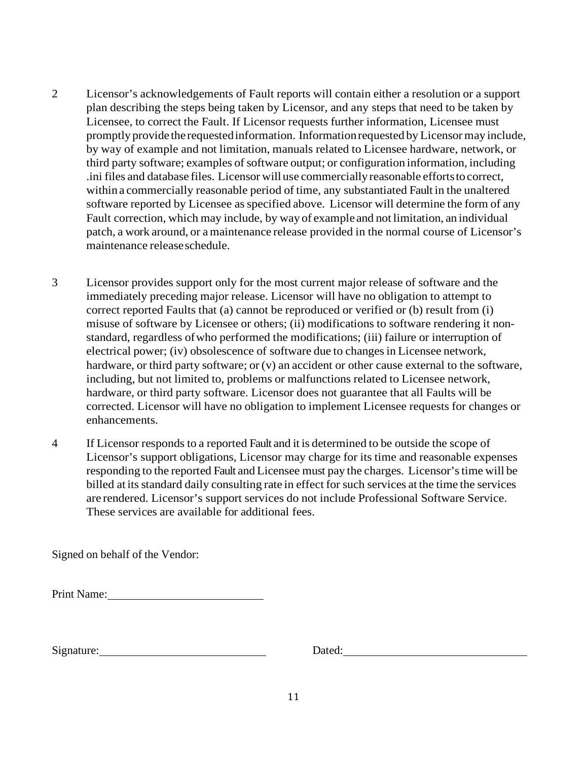2 Licensor's acknowledgements of Fault reports will contain either a resolution or a support plan describing the steps being taken by Licensor, and any steps that need to be taken by Licensee, to correct the Fault. If Licensor requests further information, Licensee must promptly provide the requested information. Information requested by Licensor may include, by way of example and not limitation, manuals related to Licensee hardware, network, or third party software; examples of software output; or configuration information, including .ini files and database files. Licensor will use commercially reasonable efforts to correct, within a commercially reasonable period of time, any substantiated Fault in the unaltered software reported by Licensee as specified above. Licensor will determine the form of any Fault correction, which may include, by way of example and not limitation, an individual patch, a work around, or a maintenance release provided in the normal course of Licensor's maintenance release schedule.

3 Licensor provides support only for the most current major release of software and the immediately preceding major release. Licensor will have no obligation to attempt to correct reported Faults that (a) cannot be reproduced or verified or (b) result from (i) misuse of software by Licensee or others; (ii) modifications to software rendering it non-standard, regardless of who performed the modifications; (iii) failure or interruption of electrical power; (iv) obsolescence of software due to changes in Licensee network, hardware, or third party software; or (v) an accident or other cause external to the software, including, but not limited to, problems or malfunctions related to Licensee network, hardware, or third party software. Licensor does not guarantee that all Faults will be corrected. Licensor will have no obligation to implement Licensee requests for changes or enhancements.

4 If Licensor responds to a reported Fault and it is determined to be outside the scope of Licensor's support obligations, Licensor may charge for its time and reasonable expenses responding to the reported Fault and Licensee must pay the charges. Licensor's time will be billed at its standard daily consulting rate in effect for such services at the time the services are rendered. Licensor's support services do not include Professional Software Service. These services are available for additional fees.

Signed on behalf of the Vendor:

Print Name: ____________________________

Signature: ____________________________ Dated: ____________________________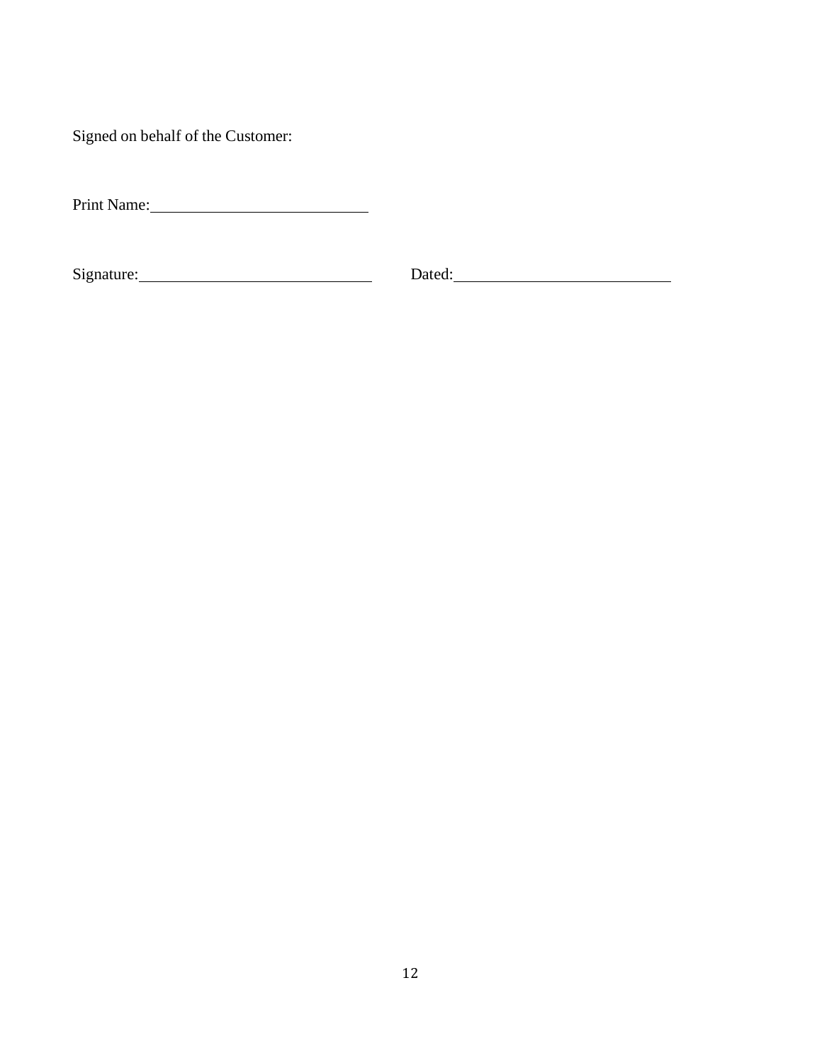Signed on behalf of the Customer:

Print Name: ____________________________

Signature: ______________________________ Dated: ____________________________